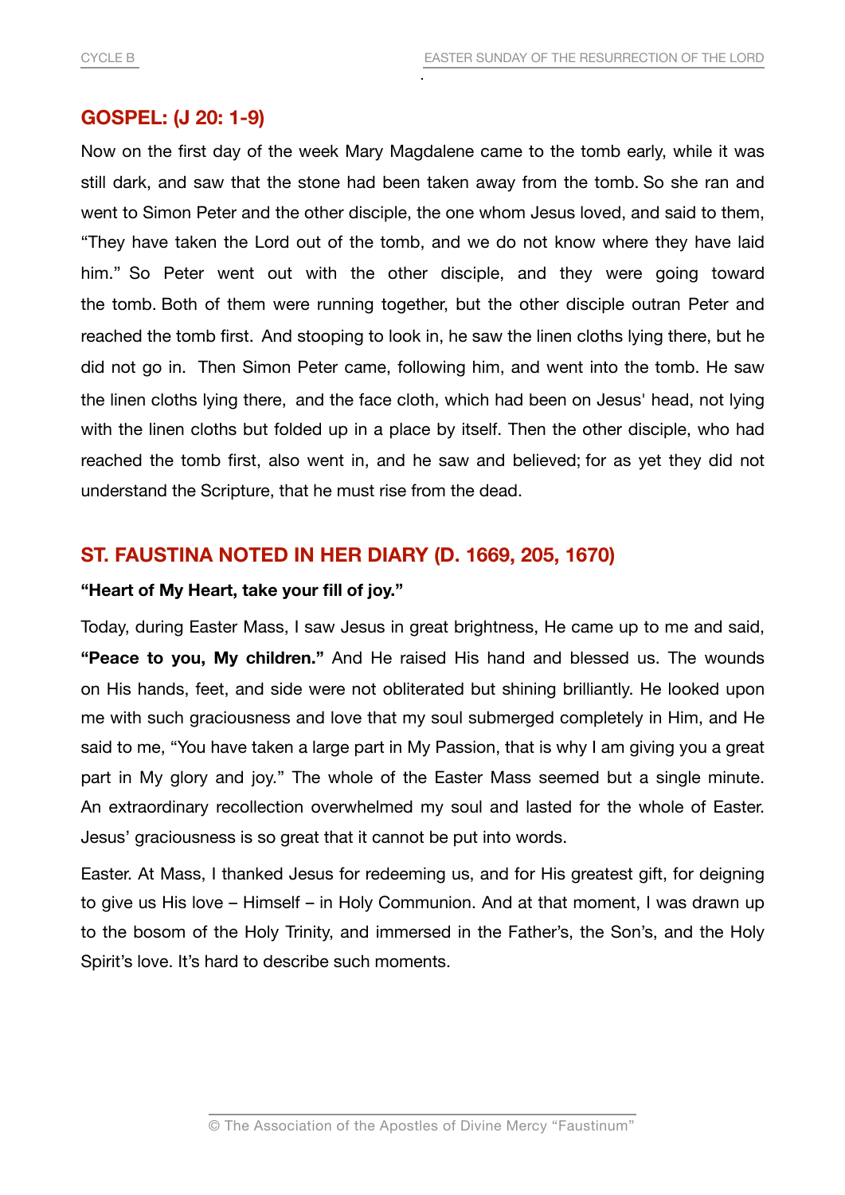## GOSPEL: (J 20: 1-9)

Now on the first day of the week Mary Magdalene came to the tomb early, while it was still dark, and saw that the stone had been taken away from the tomb. So she ran and went to Simon Peter and the other disciple, the one whom Jesus loved, and said to them, "They have taken the Lord out of the tomb, and we do not know where they have laid him." So Peter went out with the other disciple, and they were going toward the tomb. Both of them were running together, but the other disciple outran Peter and reached the tomb first. And stooping to look in, he saw the linen cloths lying there, but he did not go in. Then Simon Peter came, following him, and went into the tomb. He saw the linen cloths lying there, and the face cloth, which had been on Jesus' head, not lying with the linen cloths but folded up in a place by itself. Then the other disciple, who had reached the tomb first, also went in, and he saw and believed; for as yet they did not understand the Scripture, that he must rise from the dead.

## ST. FAUSTINA NOTED IN HER DIARY (D. 1669, 205, 1670)

**"Heart of My Heart, take your fill of joy."**

Today, during Easter Mass, I saw Jesus in great brightness, He came up to me and said, **"Peace to you, My children."** And He raised His hand and blessed us. The wounds on His hands, feet, and side were not obliterated but shining brilliantly. He looked upon me with such graciousness and love that my soul submerged completely in Him, and He said to me, "You have taken a large part in My Passion, that is why I am giving you a great part in My glory and joy." The whole of the Easter Mass seemed but a single minute. An extraordinary recollection overwhelmed my soul and lasted for the whole of Easter. Jesus' graciousness is so great that it cannot be put into words.

Easter. At Mass, I thanked Jesus for redeeming us, and for His greatest gift, for deigning to give us His love – Himself – in Holy Communion. And at that moment, I was drawn up to the bosom of the Holy Trinity, and immersed in the Father's, the Son's, and the Holy Spirit's love. It's hard to describe such moments.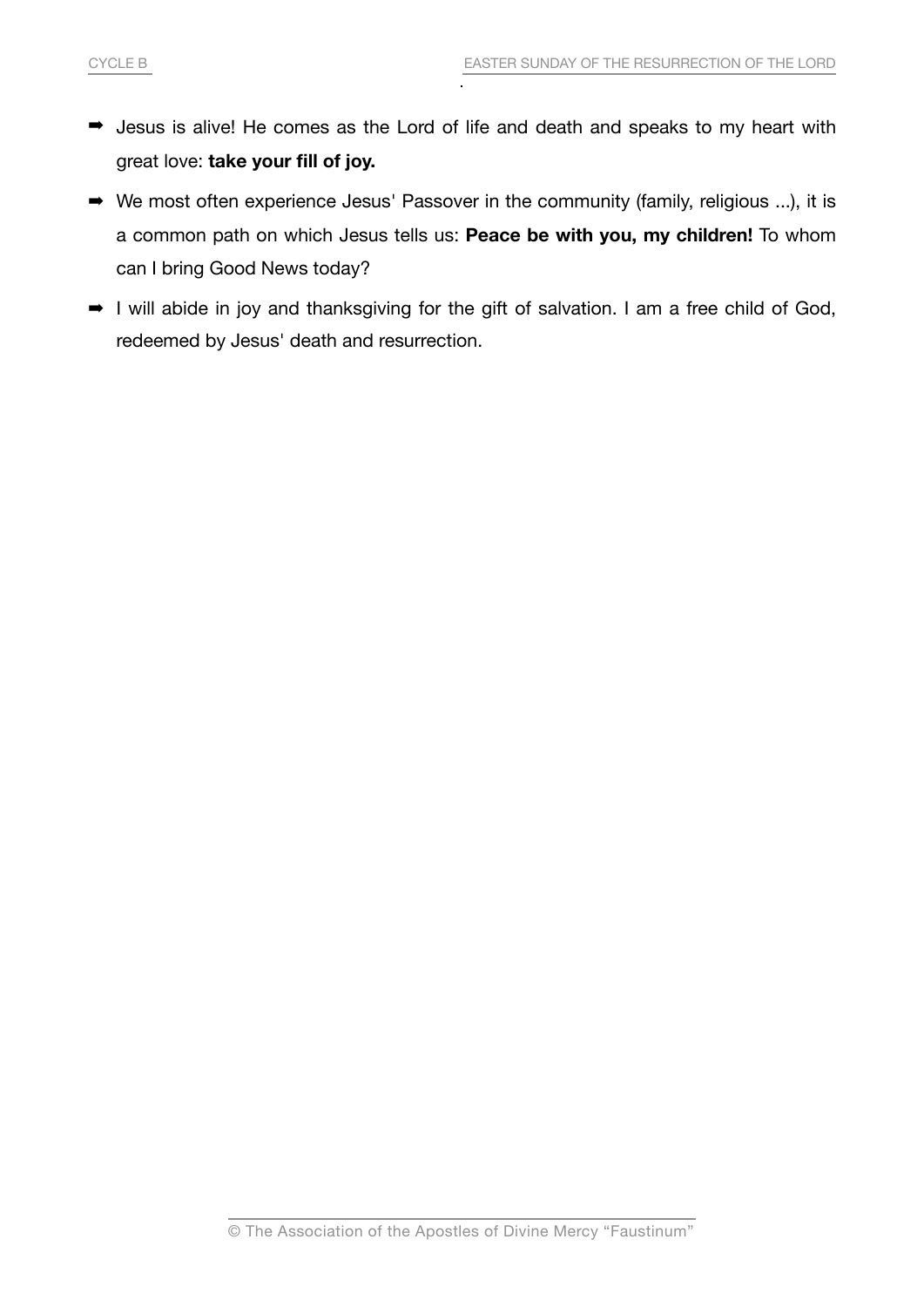- ➡ Jesus is alive! He comes as the Lord of life and death and speaks to my heart with great love: **take your fill of joy.**
- ➡ We most often experience Jesus' Passover in the community (family, religious ...), it is a common path on which Jesus tells us: **Peace be with you, my children!** To whom can I bring Good News today?
- ➡ I will abide in joy and thanksgiving for the gift of salvation. I am a free child of God, redeemed by Jesus' death and resurrection.